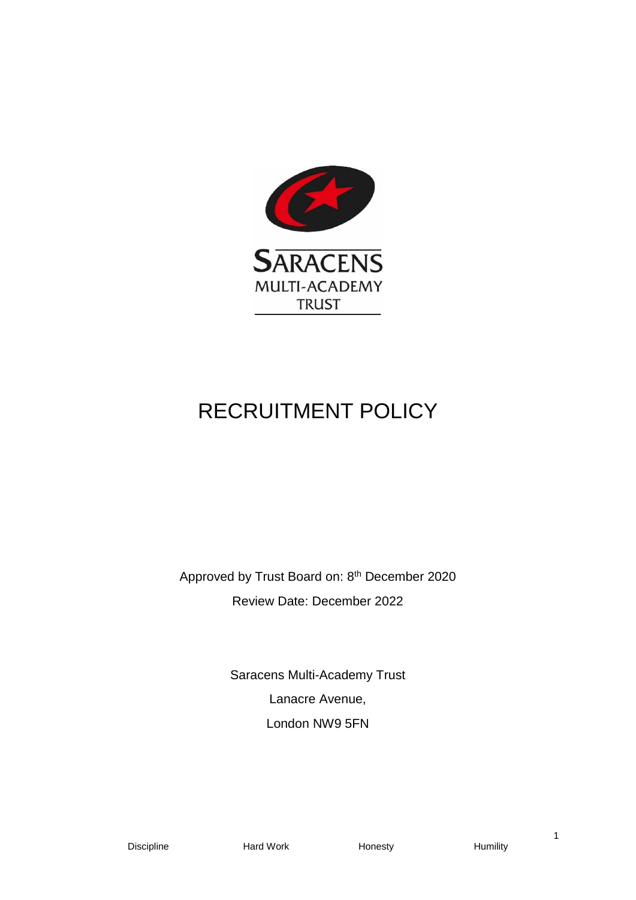# RECRUITMENT POLICY

Approved by Trust Board on: 8th December 2020

Review Date: December 2022

Saracens Multi-Academy Trust

Lanacre Avenue,

London NW9 5FN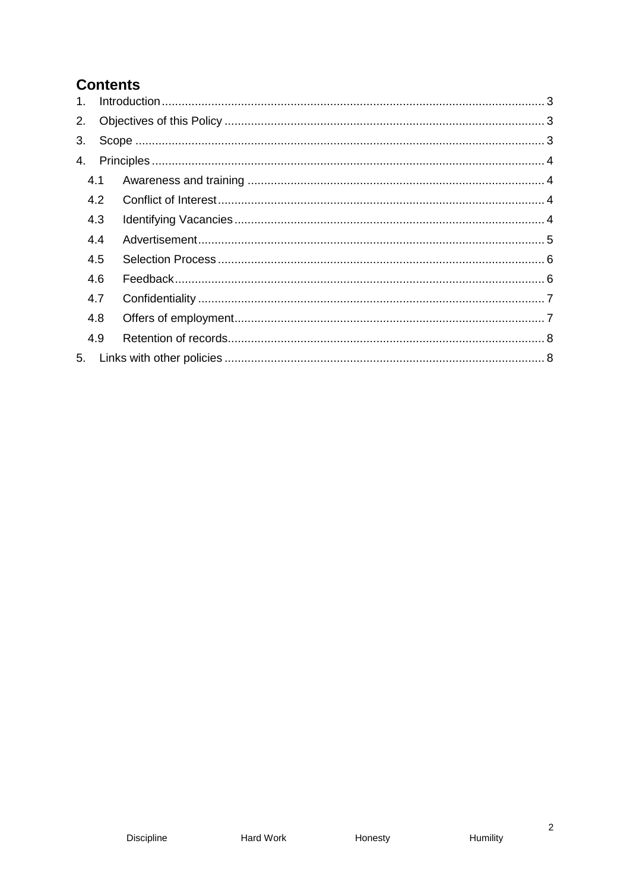# Contents

1. Introduction ... 3
2. Objectives of this Policy ... 3
3. Scope ... 3
4. Principles ... 4
   - 4.1 Awareness and training ... 4
   - 4.2 Conflict of Interest ... 4
   - 4.3 Identifying Vacancies ... 4
   - 4.4 Advertisement ... 5
   - 4.5 Selection Process ... 6
   - 4.6 Feedback ... 6
   - 4.7 Confidentiality ... 7
   - 4.8 Offers of employment ... 7
   - 4.9 Retention of records ... 8
5. Links with other policies ... 8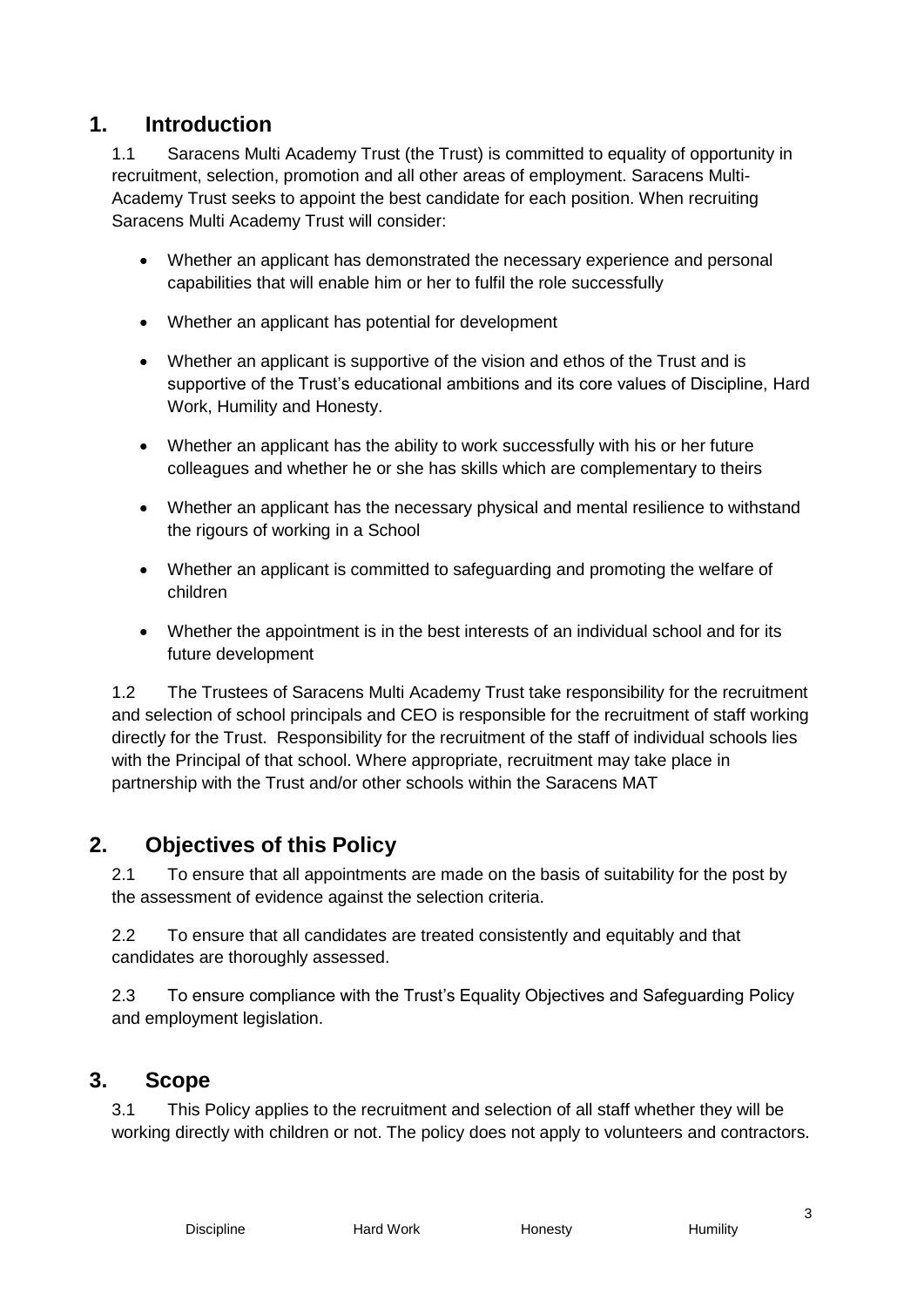## 1. Introduction

1.1 Saracens Multi Academy Trust (the Trust) is committed to equality of opportunity in recruitment, selection, promotion and all other areas of employment. Saracens Multi-Academy Trust seeks to appoint the best candidate for each position. When recruiting Saracens Multi Academy Trust will consider:

- Whether an applicant has demonstrated the necessary experience and personal capabilities that will enable him or her to fulfil the role successfully
- Whether an applicant has potential for development
- Whether an applicant is supportive of the vision and ethos of the Trust and is supportive of the Trust's educational ambitions and its core values of Discipline, Hard Work, Humility and Honesty.
- Whether an applicant has the ability to work successfully with his or her future colleagues and whether he or she has skills which are complementary to theirs
- Whether an applicant has the necessary physical and mental resilience to withstand the rigours of working in a School
- Whether an applicant is committed to safeguarding and promoting the welfare of children
- Whether the appointment is in the best interests of an individual school and for its future development

1.2 The Trustees of Saracens Multi Academy Trust take responsibility for the recruitment and selection of school principals and CEO is responsible for the recruitment of staff working directly for the Trust. Responsibility for the recruitment of the staff of individual schools lies with the Principal of that school. Where appropriate, recruitment may take place in partnership with the Trust and/or other schools within the Saracens MAT

## 2. Objectives of this Policy

2.1 To ensure that all appointments are made on the basis of suitability for the post by the assessment of evidence against the selection criteria.

2.2 To ensure that all candidates are treated consistently and equitably and that candidates are thoroughly assessed.

2.3 To ensure compliance with the Trust's Equality Objectives and Safeguarding Policy and employment legislation.

## 3. Scope

3.1 This Policy applies to the recruitment and selection of all staff whether they will be working directly with children or not. The policy does not apply to volunteers and contractors.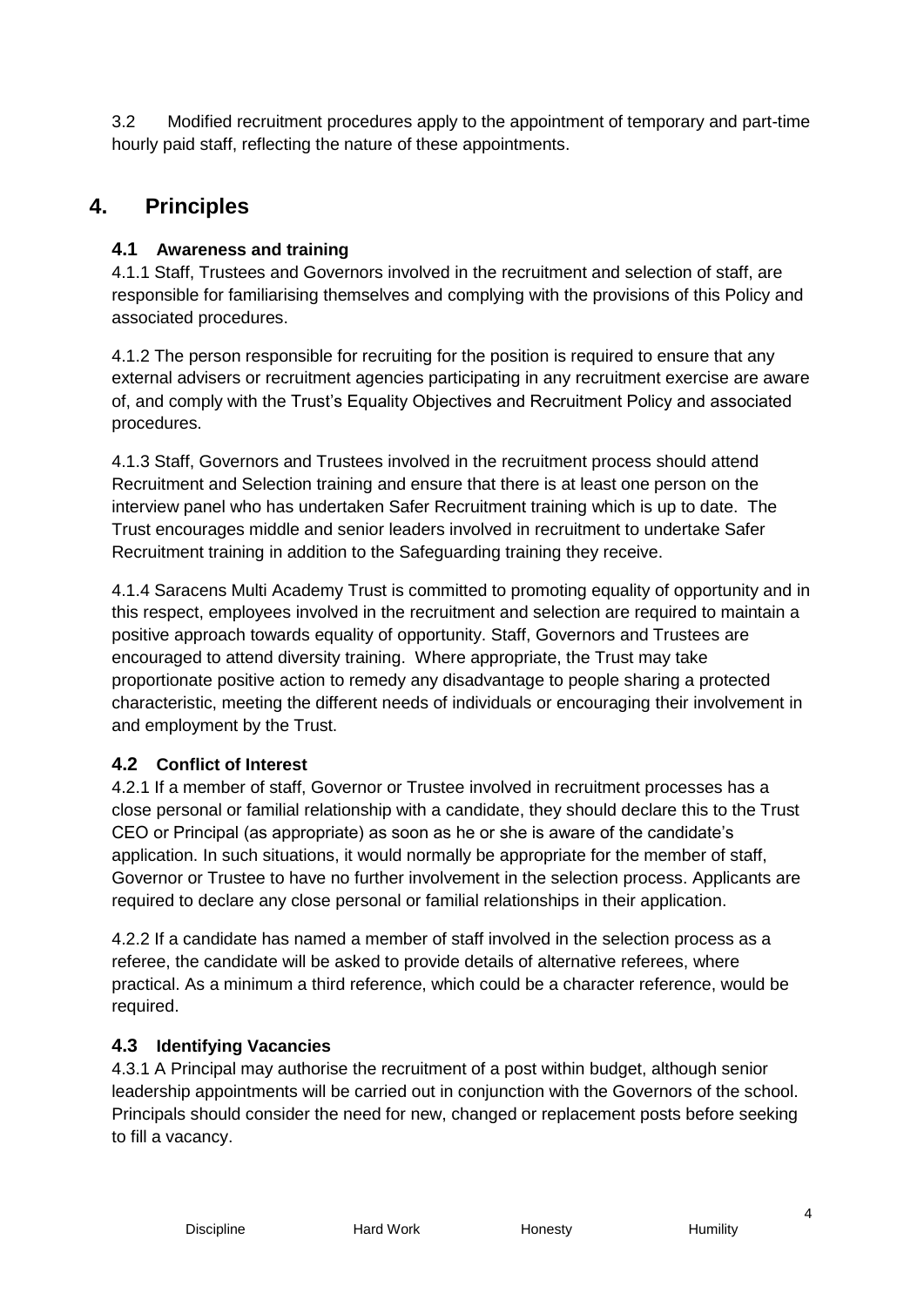3.2 Modified recruitment procedures apply to the appointment of temporary and part-time hourly paid staff, reflecting the nature of these appointments.

## 4. Principles

### 4.1 Awareness and training

4.1.1 Staff, Trustees and Governors involved in the recruitment and selection of staff, are responsible for familiarising themselves and complying with the provisions of this Policy and associated procedures.

4.1.2 The person responsible for recruiting for the position is required to ensure that any external advisers or recruitment agencies participating in any recruitment exercise are aware of, and comply with the Trust's Equality Objectives and Recruitment Policy and associated procedures.

4.1.3 Staff, Governors and Trustees involved in the recruitment process should attend Recruitment and Selection training and ensure that there is at least one person on the interview panel who has undertaken Safer Recruitment training which is up to date. The Trust encourages middle and senior leaders involved in recruitment to undertake Safer Recruitment training in addition to the Safeguarding training they receive.

4.1.4 Saracens Multi Academy Trust is committed to promoting equality of opportunity and in this respect, employees involved in the recruitment and selection are required to maintain a positive approach towards equality of opportunity. Staff, Governors and Trustees are encouraged to attend diversity training. Where appropriate, the Trust may take proportionate positive action to remedy any disadvantage to people sharing a protected characteristic, meeting the different needs of individuals or encouraging their involvement in and employment by the Trust.

### 4.2 Conflict of Interest

4.2.1 If a member of staff, Governor or Trustee involved in recruitment processes has a close personal or familial relationship with a candidate, they should declare this to the Trust CEO or Principal (as appropriate) as soon as he or she is aware of the candidate's application. In such situations, it would normally be appropriate for the member of staff, Governor or Trustee to have no further involvement in the selection process. Applicants are required to declare any close personal or familial relationships in their application.

4.2.2 If a candidate has named a member of staff involved in the selection process as a referee, the candidate will be asked to provide details of alternative referees, where practical. As a minimum a third reference, which could be a character reference, would be required.

### 4.3 Identifying Vacancies

4.3.1 A Principal may authorise the recruitment of a post within budget, although senior leadership appointments will be carried out in conjunction with the Governors of the school. Principals should consider the need for new, changed or replacement posts before seeking to fill a vacancy.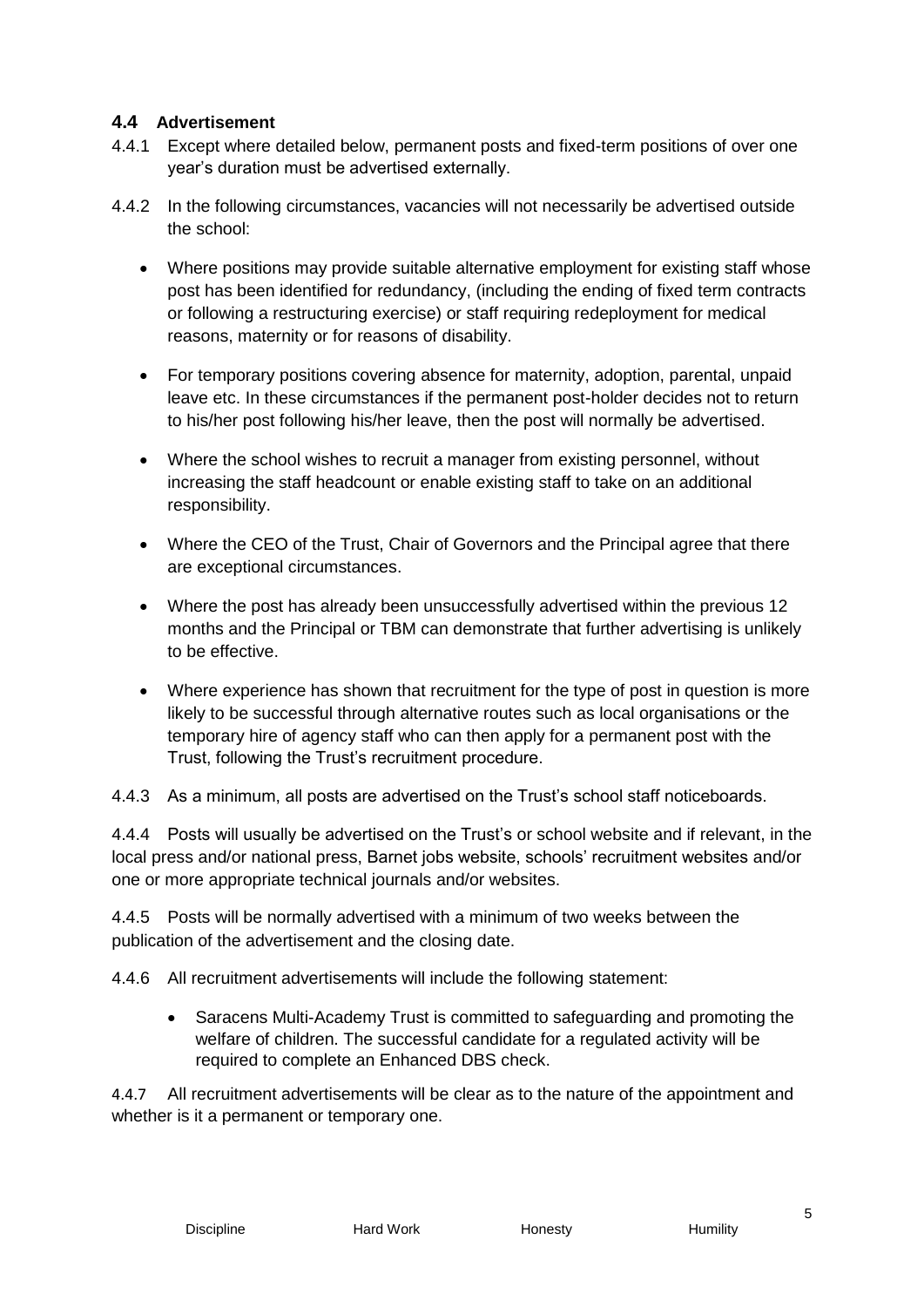### 4.4 Advertisement

4.4.1 Except where detailed below, permanent posts and fixed-term positions of over one year's duration must be advertised externally.

4.4.2 In the following circumstances, vacancies will not necessarily be advertised outside the school:

- Where positions may provide suitable alternative employment for existing staff whose post has been identified for redundancy, (including the ending of fixed term contracts or following a restructuring exercise) or staff requiring redeployment for medical reasons, maternity or for reasons of disability.
- For temporary positions covering absence for maternity, adoption, parental, unpaid leave etc. In these circumstances if the permanent post-holder decides not to return to his/her post following his/her leave, then the post will normally be advertised.
- Where the school wishes to recruit a manager from existing personnel, without increasing the staff headcount or enable existing staff to take on an additional responsibility.
- Where the CEO of the Trust, Chair of Governors and the Principal agree that there are exceptional circumstances.
- Where the post has already been unsuccessfully advertised within the previous 12 months and the Principal or TBM can demonstrate that further advertising is unlikely to be effective.
- Where experience has shown that recruitment for the type of post in question is more likely to be successful through alternative routes such as local organisations or the temporary hire of agency staff who can then apply for a permanent post with the Trust, following the Trust's recruitment procedure.

4.4.3 As a minimum, all posts are advertised on the Trust's school staff noticeboards.

4.4.4 Posts will usually be advertised on the Trust's or school website and if relevant, in the local press and/or national press, Barnet jobs website, schools' recruitment websites and/or one or more appropriate technical journals and/or websites.

4.4.5 Posts will be normally advertised with a minimum of two weeks between the publication of the advertisement and the closing date.

4.4.6 All recruitment advertisements will include the following statement:

- Saracens Multi-Academy Trust is committed to safeguarding and promoting the welfare of children. The successful candidate for a regulated activity will be required to complete an Enhanced DBS check.

4.4.7 All recruitment advertisements will be clear as to the nature of the appointment and whether is it a permanent or temporary one.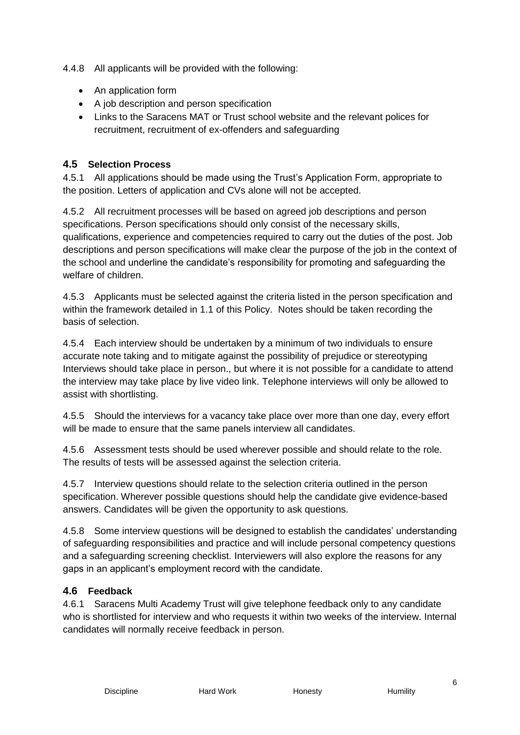4.4.8 All applicants will be provided with the following:

- An application form
- A job description and person specification
- Links to the Saracens MAT or Trust school website and the relevant polices for recruitment, recruitment of ex-offenders and safeguarding

### 4.5 Selection Process

4.5.1 All applications should be made using the Trust's Application Form, appropriate to the position. Letters of application and CVs alone will not be accepted.

4.5.2 All recruitment processes will be based on agreed job descriptions and person specifications. Person specifications should only consist of the necessary skills, qualifications, experience and competencies required to carry out the duties of the post. Job descriptions and person specifications will make clear the purpose of the job in the context of the school and underline the candidate's responsibility for promoting and safeguarding the welfare of children.

4.5.3 Applicants must be selected against the criteria listed in the person specification and within the framework detailed in 1.1 of this Policy. Notes should be taken recording the basis of selection.

4.5.4 Each interview should be undertaken by a minimum of two individuals to ensure accurate note taking and to mitigate against the possibility of prejudice or stereotyping Interviews should take place in person., but where it is not possible for a candidate to attend the interview may take place by live video link. Telephone interviews will only be allowed to assist with shortlisting.

4.5.5 Should the interviews for a vacancy take place over more than one day, every effort will be made to ensure that the same panels interview all candidates.

4.5.6 Assessment tests should be used wherever possible and should relate to the role. The results of tests will be assessed against the selection criteria.

4.5.7 Interview questions should relate to the selection criteria outlined in the person specification. Wherever possible questions should help the candidate give evidence-based answers. Candidates will be given the opportunity to ask questions.

4.5.8 Some interview questions will be designed to establish the candidates' understanding of safeguarding responsibilities and practice and will include personal competency questions and a safeguarding screening checklist. Interviewers will also explore the reasons for any gaps in an applicant's employment record with the candidate.

### 4.6 Feedback

4.6.1 Saracens Multi Academy Trust will give telephone feedback only to any candidate who is shortlisted for interview and who requests it within two weeks of the interview. Internal candidates will normally receive feedback in person.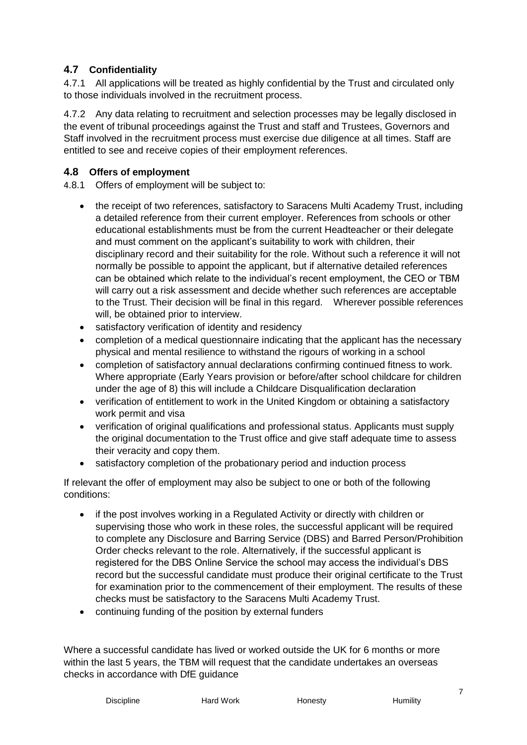## 4.7 Confidentiality

4.7.1 All applications will be treated as highly confidential by the Trust and circulated only to those individuals involved in the recruitment process.

4.7.2 Any data relating to recruitment and selection processes may be legally disclosed in the event of tribunal proceedings against the Trust and staff and Trustees, Governors and Staff involved in the recruitment process must exercise due diligence at all times. Staff are entitled to see and receive copies of their employment references.

## 4.8 Offers of employment

4.8.1 Offers of employment will be subject to:

- the receipt of two references, satisfactory to Saracens Multi Academy Trust, including a detailed reference from their current employer. References from schools or other educational establishments must be from the current Headteacher or their delegate and must comment on the applicant's suitability to work with children, their disciplinary record and their suitability for the role. Without such a reference it will not normally be possible to appoint the applicant, but if alternative detailed references can be obtained which relate to the individual's recent employment, the CEO or TBM will carry out a risk assessment and decide whether such references are acceptable to the Trust. Their decision will be final in this regard. Wherever possible references will, be obtained prior to interview.
- satisfactory verification of identity and residency
- completion of a medical questionnaire indicating that the applicant has the necessary physical and mental resilience to withstand the rigours of working in a school
- completion of satisfactory annual declarations confirming continued fitness to work. Where appropriate (Early Years provision or before/after school childcare for children under the age of 8) this will include a Childcare Disqualification declaration
- verification of entitlement to work in the United Kingdom or obtaining a satisfactory work permit and visa
- verification of original qualifications and professional status. Applicants must supply the original documentation to the Trust office and give staff adequate time to assess their veracity and copy them.
- satisfactory completion of the probationary period and induction process

If relevant the offer of employment may also be subject to one or both of the following conditions:

- if the post involves working in a Regulated Activity or directly with children or supervising those who work in these roles, the successful applicant will be required to complete any Disclosure and Barring Service (DBS) and Barred Person/Prohibition Order checks relevant to the role. Alternatively, if the successful applicant is registered for the DBS Online Service the school may access the individual's DBS record but the successful candidate must produce their original certificate to the Trust for examination prior to the commencement of their employment. The results of these checks must be satisfactory to the Saracens Multi Academy Trust.
- continuing funding of the position by external funders

Where a successful candidate has lived or worked outside the UK for 6 months or more within the last 5 years, the TBM will request that the candidate undertakes an overseas checks in accordance with DfE guidance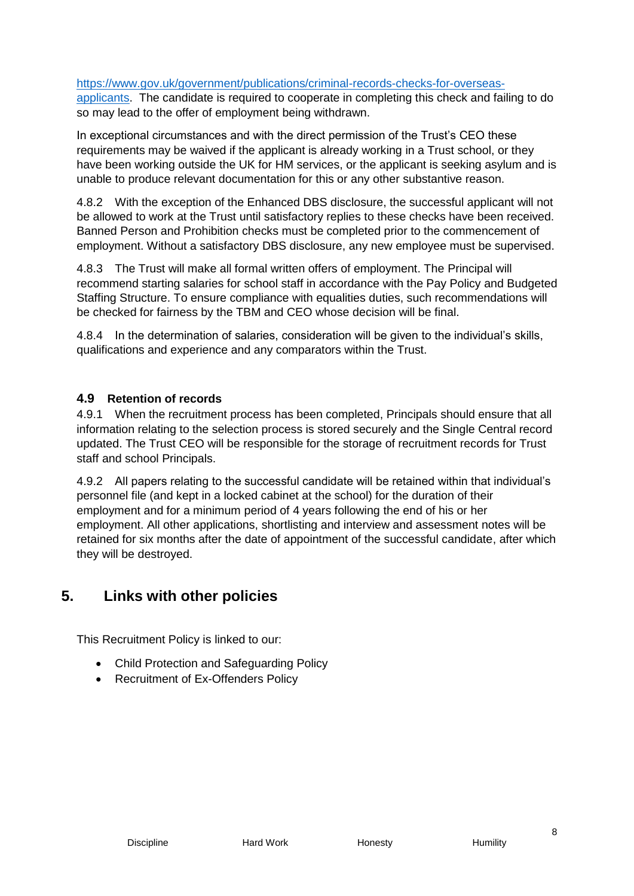https://www.gov.uk/government/publications/criminal-records-checks-for-overseas-applicants. The candidate is required to cooperate in completing this check and failing to do so may lead to the offer of employment being withdrawn.

In exceptional circumstances and with the direct permission of the Trust's CEO these requirements may be waived if the applicant is already working in a Trust school, or they have been working outside the UK for HM services, or the applicant is seeking asylum and is unable to produce relevant documentation for this or any other substantive reason.

4.8.2 With the exception of the Enhanced DBS disclosure, the successful applicant will not be allowed to work at the Trust until satisfactory replies to these checks have been received. Banned Person and Prohibition checks must be completed prior to the commencement of employment. Without a satisfactory DBS disclosure, any new employee must be supervised.

4.8.3 The Trust will make all formal written offers of employment. The Principal will recommend starting salaries for school staff in accordance with the Pay Policy and Budgeted Staffing Structure. To ensure compliance with equalities duties, such recommendations will be checked for fairness by the TBM and CEO whose decision will be final.

4.8.4 In the determination of salaries, consideration will be given to the individual's skills, qualifications and experience and any comparators within the Trust.

### 4.9 Retention of records

4.9.1 When the recruitment process has been completed, Principals should ensure that all information relating to the selection process is stored securely and the Single Central record updated. The Trust CEO will be responsible for the storage of recruitment records for Trust staff and school Principals.

4.9.2 All papers relating to the successful candidate will be retained within that individual's personnel file (and kept in a locked cabinet at the school) for the duration of their employment and for a minimum period of 4 years following the end of his or her employment. All other applications, shortlisting and interview and assessment notes will be retained for six months after the date of appointment of the successful candidate, after which they will be destroyed.

## 5. Links with other policies

This Recruitment Policy is linked to our:

- Child Protection and Safeguarding Policy
- Recruitment of Ex-Offenders Policy